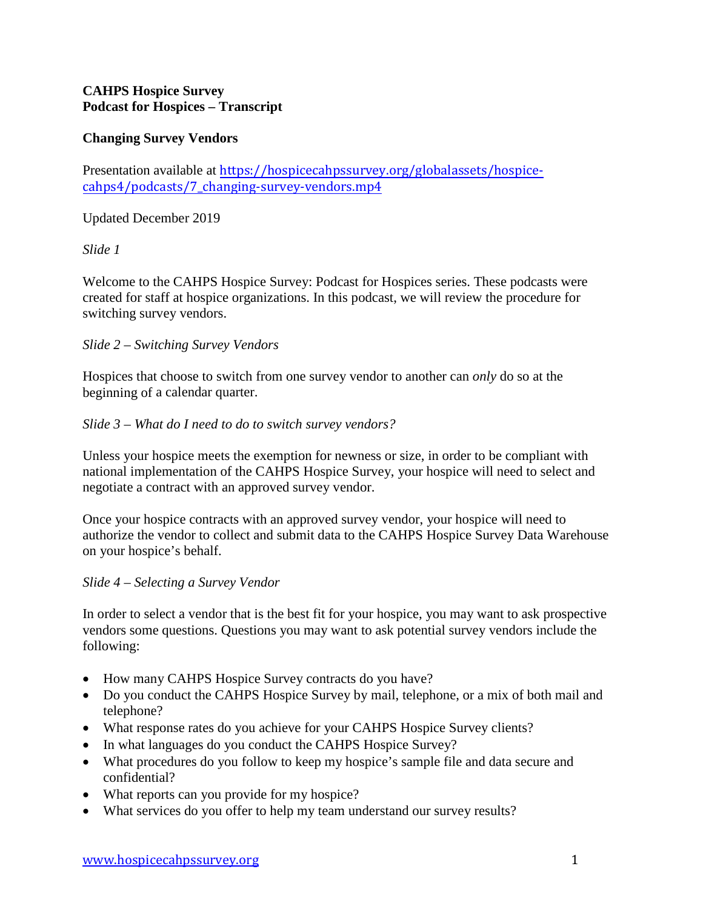**CAHPS Hospice Survey**
**Podcast for Hospices – Transcript**

**Changing Survey Vendors**

Presentation available at [https://hospicecahpssurvey.org/globalassets/hospice-cahps4/podcasts/7_changing-survey-vendors.mp4](https://hospicecahpssurvey.org/globalassets/hospice-cahps4/podcasts/7_changing-survey-vendors.mp4)

Updated December 2019

*Slide 1*

Welcome to the CAHPS Hospice Survey: Podcast for Hospices series. These podcasts were created for staff at hospice organizations. In this podcast, we will review the procedure for switching survey vendors.

*Slide 2 – Switching Survey Vendors*

Hospices that choose to switch from one survey vendor to another can *only* do so at the beginning of a calendar quarter.

*Slide 3 – What do I need to do to switch survey vendors?*

Unless your hospice meets the exemption for newness or size, in order to be compliant with national implementation of the CAHPS Hospice Survey, your hospice will need to select and negotiate a contract with an approved survey vendor.

Once your hospice contracts with an approved survey vendor, your hospice will need to authorize the vendor to collect and submit data to the CAHPS Hospice Survey Data Warehouse on your hospice's behalf.

*Slide 4 – Selecting a Survey Vendor*

In order to select a vendor that is the best fit for your hospice, you may want to ask prospective vendors some questions. Questions you may want to ask potential survey vendors include the following:

- How many CAHPS Hospice Survey contracts do you have?
- Do you conduct the CAHPS Hospice Survey by mail, telephone, or a mix of both mail and telephone?
- What response rates do you achieve for your CAHPS Hospice Survey clients?
- In what languages do you conduct the CAHPS Hospice Survey?
- What procedures do you follow to keep my hospice's sample file and data secure and confidential?
- What reports can you provide for my hospice?
- What services do you offer to help my team understand our survey results?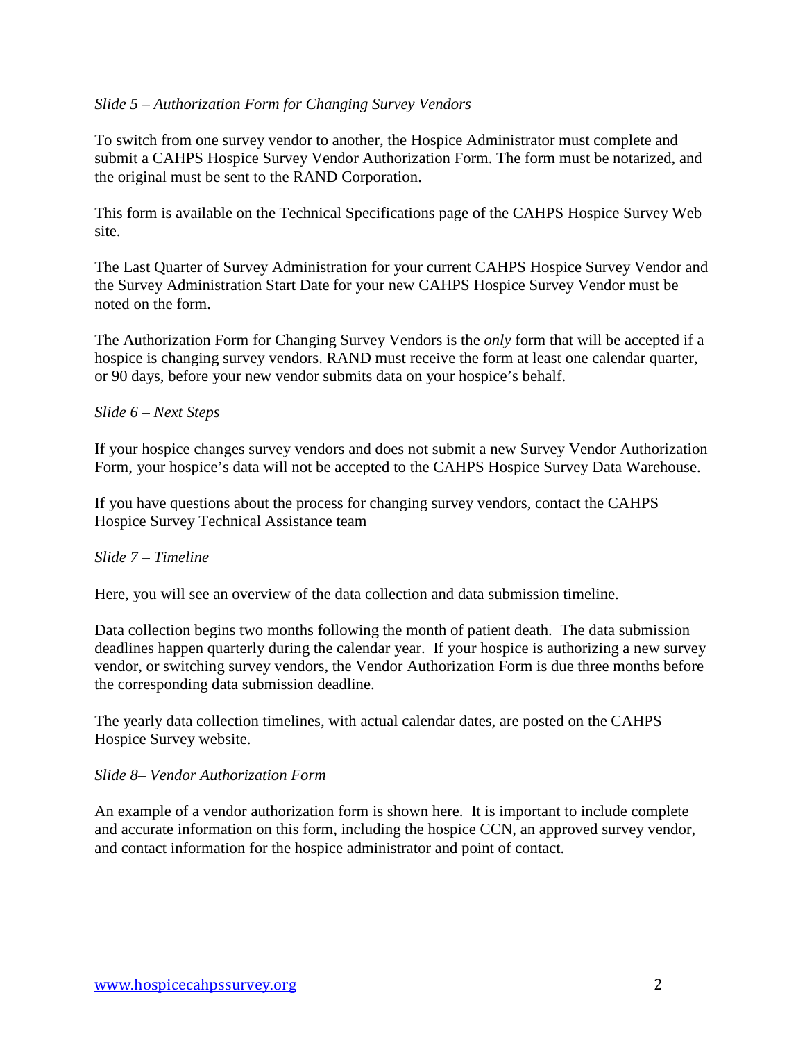*Slide 5 – Authorization Form for Changing Survey Vendors*

To switch from one survey vendor to another, the Hospice Administrator must complete and submit a CAHPS Hospice Survey Vendor Authorization Form. The form must be notarized, and the original must be sent to the RAND Corporation.

This form is available on the Technical Specifications page of the CAHPS Hospice Survey Web site.

The Last Quarter of Survey Administration for your current CAHPS Hospice Survey Vendor and the Survey Administration Start Date for your new CAHPS Hospice Survey Vendor must be noted on the form.

The Authorization Form for Changing Survey Vendors is the *only* form that will be accepted if a hospice is changing survey vendors. RAND must receive the form at least one calendar quarter, or 90 days, before your new vendor submits data on your hospice's behalf.

*Slide 6 – Next Steps*

If your hospice changes survey vendors and does not submit a new Survey Vendor Authorization Form, your hospice's data will not be accepted to the CAHPS Hospice Survey Data Warehouse.

If you have questions about the process for changing survey vendors, contact the CAHPS Hospice Survey Technical Assistance team

*Slide 7 – Timeline*

Here, you will see an overview of the data collection and data submission timeline.

Data collection begins two months following the month of patient death. The data submission deadlines happen quarterly during the calendar year. If your hospice is authorizing a new survey vendor, or switching survey vendors, the Vendor Authorization Form is due three months before the corresponding data submission deadline.

The yearly data collection timelines, with actual calendar dates, are posted on the CAHPS Hospice Survey website.

*Slide 8– Vendor Authorization Form*

An example of a vendor authorization form is shown here. It is important to include complete and accurate information on this form, including the hospice CCN, an approved survey vendor, and contact information for the hospice administrator and point of contact.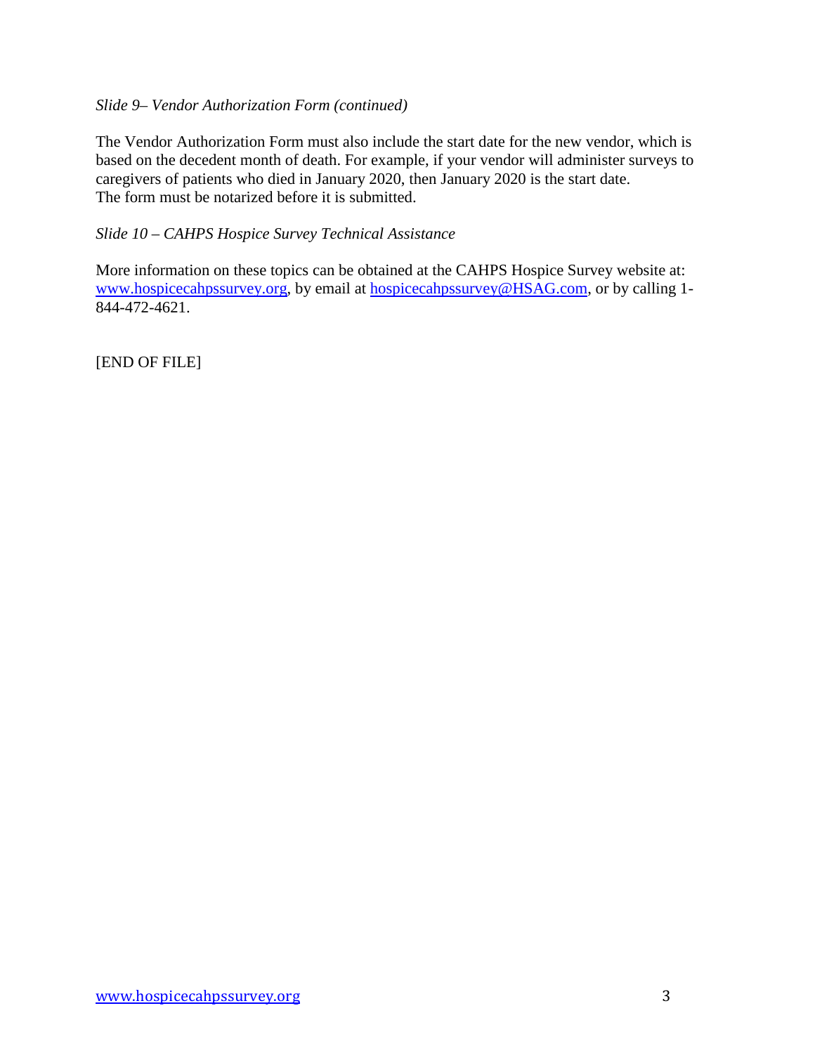*Slide 9– Vendor Authorization Form (continued)*

The Vendor Authorization Form must also include the start date for the new vendor, which is based on the decedent month of death. For example, if your vendor will administer surveys to caregivers of patients who died in January 2020, then January 2020 is the start date. The form must be notarized before it is submitted.

*Slide 10 – CAHPS Hospice Survey Technical Assistance*

More information on these topics can be obtained at the CAHPS Hospice Survey website at: [www.hospicecahpssurvey.org](http://www.hospicecahpssurvey.org), by email at [hospicecahpssurvey@HSAG.com](mailto:hospicecahpssurvey@HSAG.com), or by calling 1-844-472-4621.

[END OF FILE]